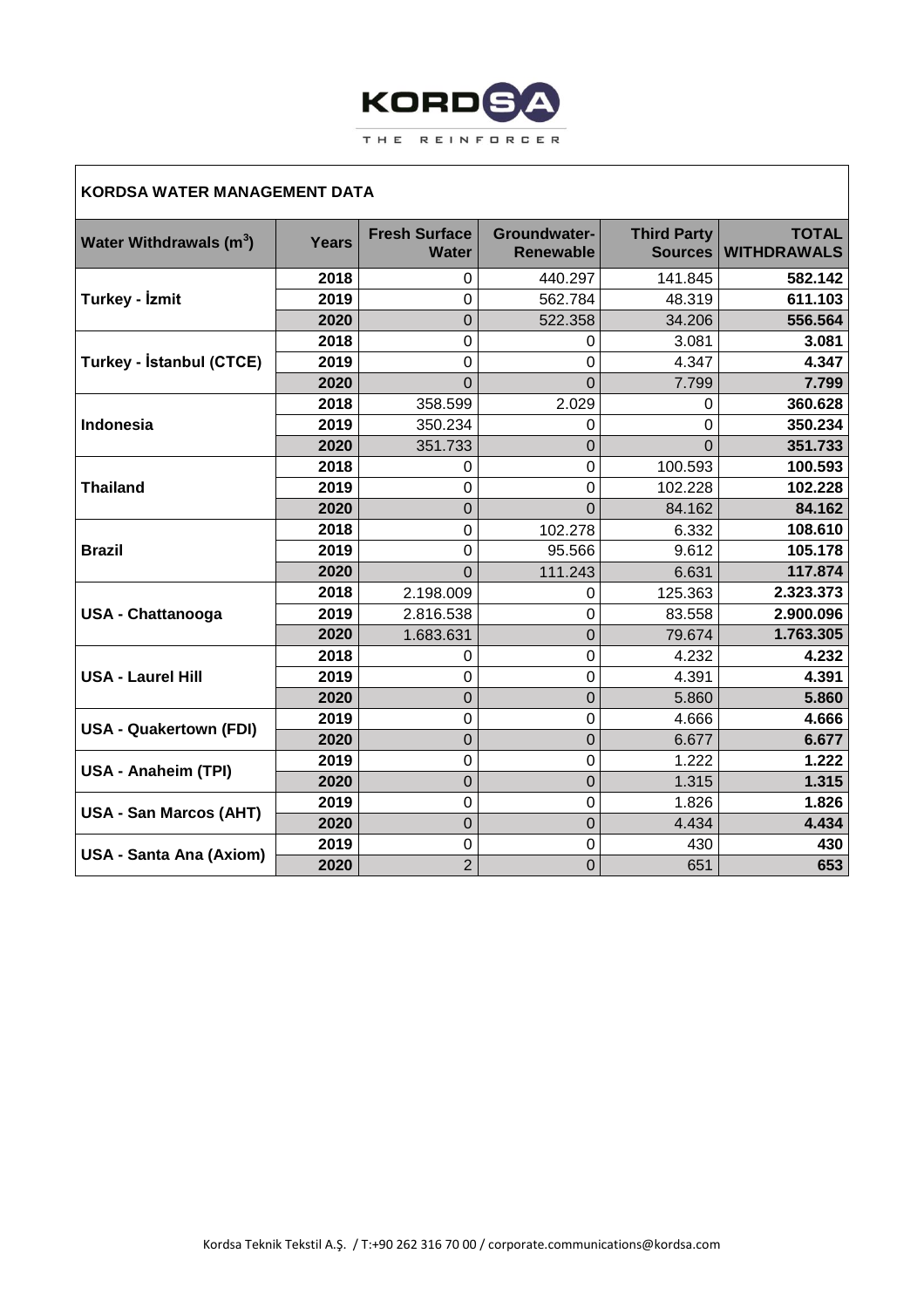KORDSA
THE REINFORCER

## KORDSA WATER MANAGEMENT DATA

| Water Withdrawals ($m^3$) | Years | Fresh Surface Water | Groundwater-Renewable | Third Party Sources | TOTAL WITHDRAWALS |
|---|---|---|---|---|---|
| Turkey - İzmit | 2018 | 0 | 440.297 | 141.845 | **582.142** |
| | 2019 | 0 | 562.784 | 48.319 | **611.103** |
| | 2020 | 0 | 522.358 | 34.206 | **556.564** |
| Turkey - İstanbul (CTCE) | 2018 | 0 | 0 | 3.081 | **3.081** |
| | 2019 | 0 | 0 | 4.347 | **4.347** |
| | 2020 | 0 | 0 | 7.799 | **7.799** |
| Indonesia | 2018 | 358.599 | 2.029 | 0 | **360.628** |
| | 2019 | 350.234 | 0 | 0 | **350.234** |
| | 2020 | 351.733 | 0 | 0 | **351.733** |
| Thailand | 2018 | 0 | 0 | 100.593 | **100.593** |
| | 2019 | 0 | 0 | 102.228 | **102.228** |
| | 2020 | 0 | 0 | 84.162 | **84.162** |
| Brazil | 2018 | 0 | 102.278 | 6.332 | **108.610** |
| | 2019 | 0 | 95.566 | 9.612 | **105.178** |
| | 2020 | 0 | 111.243 | 6.631 | **117.874** |
| USA - Chattanooga | 2018 | 2.198.009 | 0 | 125.363 | **2.323.373** |
| | 2019 | 2.816.538 | 0 | 83.558 | **2.900.096** |
| | 2020 | 1.683.631 | 0 | 79.674 | **1.763.305** |
| USA - Laurel Hill | 2018 | 0 | 0 | 4.232 | **4.232** |
| | 2019 | 0 | 0 | 4.391 | **4.391** |
| | 2020 | 0 | 0 | 5.860 | **5.860** |
| USA - Quakertown (FDI) | 2019 | 0 | 0 | 4.666 | **4.666** |
| | 2020 | 0 | 0 | 6.677 | **6.677** |
| USA - Anaheim (TPI) | 2019 | 0 | 0 | 1.222 | **1.222** |
| | 2020 | 0 | 0 | 1.315 | **1.315** |
| USA - San Marcos (AHT) | 2019 | 0 | 0 | 1.826 | **1.826** |
| | 2020 | 0 | 0 | 4.434 | **4.434** |
| USA - Santa Ana (Axiom) | 2019 | 0 | 0 | 430 | **430** |
| | 2020 | 2 | 0 | 651 | **653** |

Kordsa Teknik Tekstil A.Ş. / T:+90 262 316 70 00 / corporate.communications@kordsa.com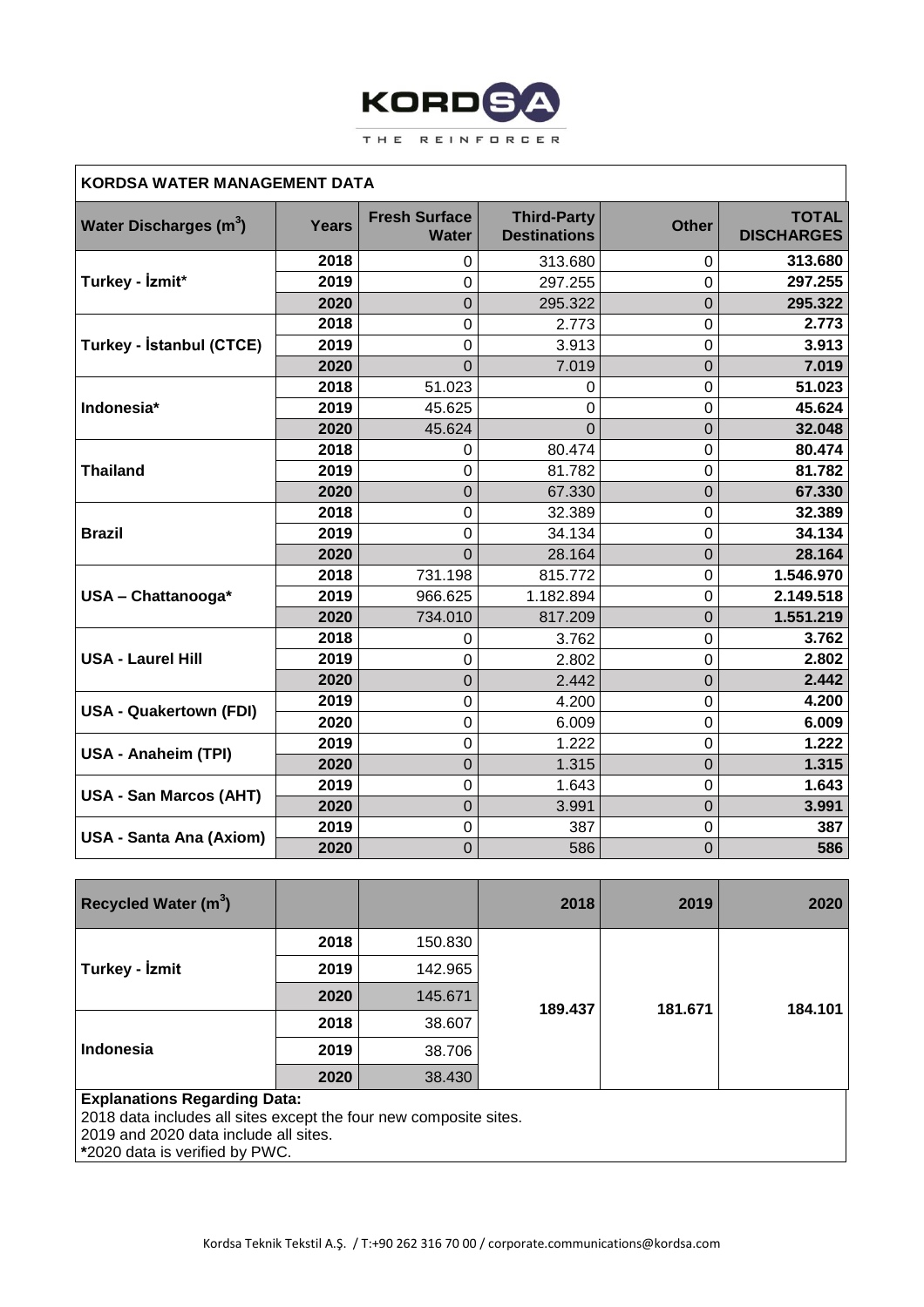KORDSA

THE REINFORCER

## KORDSA WATER MANAGEMENT DATA

| Water Discharges ($m^3$) | Years | Fresh Surface Water | Third-Party Destinations | Other | TOTAL DISCHARGES |
|---|---|---|---|---|---|
| Turkey - İzmit* | 2018 | 0 | 313.680 | 0 | **313.680** |
| | 2019 | 0 | 297.255 | 0 | **297.255** |
| | 2020 | 0 | 295.322 | 0 | **295.322** |
| Turkey - İstanbul (CTCE) | 2018 | 0 | 2.773 | 0 | **2.773** |
| | 2019 | 0 | 3.913 | 0 | **3.913** |
| | 2020 | 0 | 7.019 | 0 | **7.019** |
| Indonesia* | 2018 | 51.023 | 0 | 0 | **51.023** |
| | 2019 | 45.625 | 0 | 0 | **45.624** |
| | 2020 | 45.624 | 0 | 0 | **32.048** |
| Thailand | 2018 | 0 | 80.474 | 0 | **80.474** |
| | 2019 | 0 | 81.782 | 0 | **81.782** |
| | 2020 | 0 | 67.330 | 0 | **67.330** |
| Brazil | 2018 | 0 | 32.389 | 0 | **32.389** |
| | 2019 | 0 | 34.134 | 0 | **34.134** |
| | 2020 | 0 | 28.164 | 0 | **28.164** |
| USA – Chattanooga* | 2018 | 731.198 | 815.772 | 0 | **1.546.970** |
| | 2019 | 966.625 | 1.182.894 | 0 | **2.149.518** |
| | 2020 | 734.010 | 817.209 | 0 | **1.551.219** |
| USA - Laurel Hill | 2018 | 0 | 3.762 | 0 | **3.762** |
| | 2019 | 0 | 2.802 | 0 | **2.802** |
| | 2020 | 0 | 2.442 | 0 | **2.442** |
| USA - Quakertown (FDI) | 2019 | 0 | 4.200 | 0 | **4.200** |
| | 2020 | 0 | 6.009 | 0 | **6.009** |
| USA - Anaheim (TPI) | 2019 | 0 | 1.222 | 0 | **1.222** |
| | 2020 | 0 | 1.315 | 0 | **1.315** |
| USA - San Marcos (AHT) | 2019 | 0 | 1.643 | 0 | **1.643** |
| | 2020 | 0 | 3.991 | 0 | **3.991** |
| USA - Santa Ana (Axiom) | 2019 | 0 | 387 | 0 | **387** |
| | 2020 | 0 | 586 | 0 | **586** |

| Recycled Water ($m^3$) | | | 2018 | 2019 | 2020 |
|---|---|---|---|---|---|
| Turkey - İzmit | 2018 | 150.830 | **189.437** | **181.671** | **184.101** |
| | 2019 | 142.965 | | | |
| | 2020 | 145.671 | | | |
| Indonesia | 2018 | 38.607 | | | |
| | 2019 | 38.706 | | | |
| | 2020 | 38.430 | | | |

**Explanations Regarding Data:**
2018 data includes all sites except the four new composite sites.
2019 and 2020 data include all sites.
***2020 data is verified by PWC.

Kordsa Teknik Tekstil A.Ş. / T:+90 262 316 70 00 / corporate.communications@kordsa.com